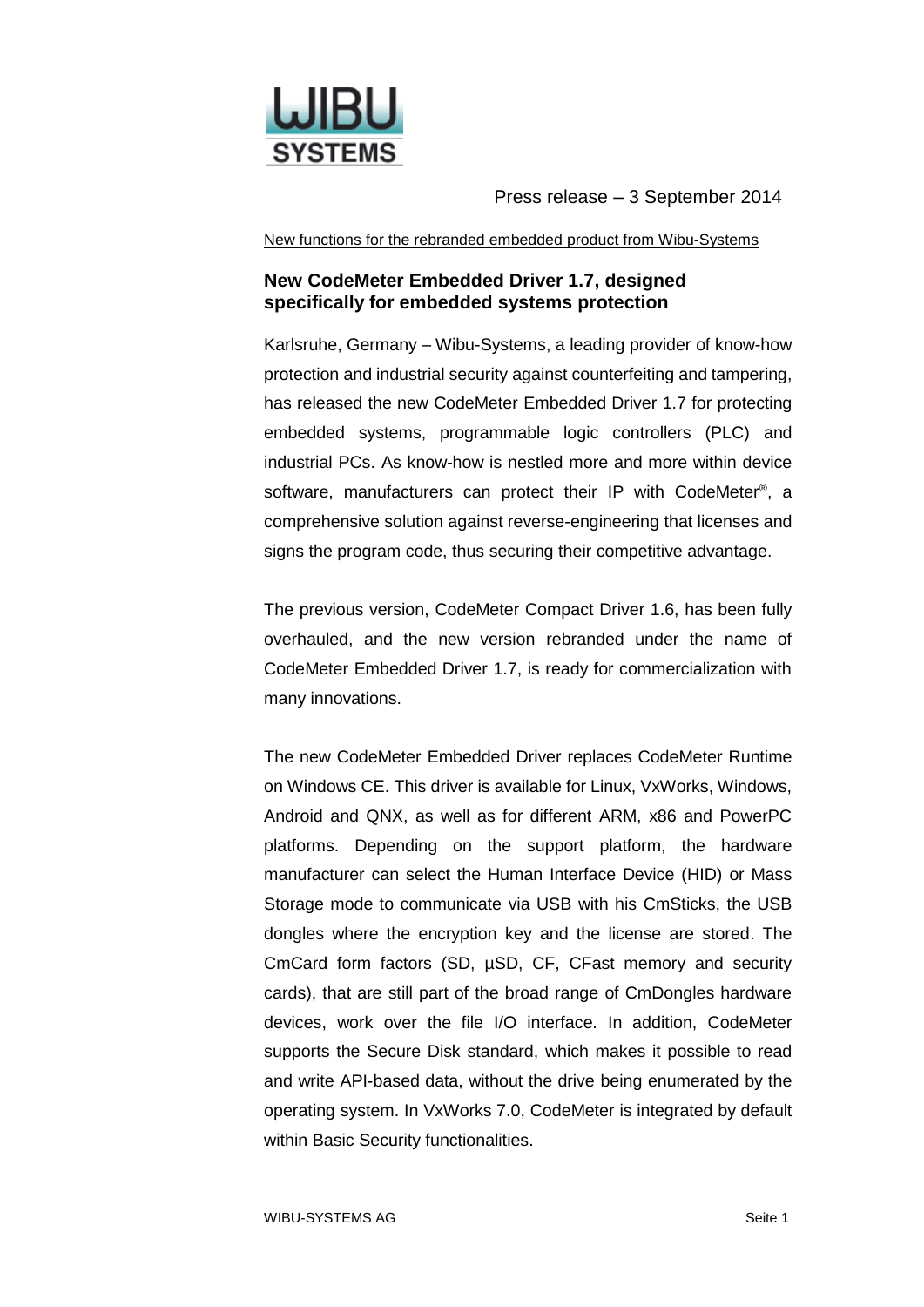Press release – 3 September 2014

New functions for the rebranded embedded product from Wibu-Systems

## New CodeMeter Embedded Driver 1.7, designed specifically for embedded systems protection

Karlsruhe, Germany – Wibu-Systems, a leading provider of know-how protection and industrial security against counterfeiting and tampering, has released the new CodeMeter Embedded Driver 1.7 for protecting embedded systems, programmable logic controllers (PLC) and industrial PCs. As know-how is nestled more and more within device software, manufacturers can protect their IP with CodeMeter®, a comprehensive solution against reverse-engineering that licenses and signs the program code, thus securing their competitive advantage.

The previous version, CodeMeter Compact Driver 1.6, has been fully overhauled, and the new version rebranded under the name of CodeMeter Embedded Driver 1.7, is ready for commercialization with many innovations.

The new CodeMeter Embedded Driver replaces CodeMeter Runtime on Windows CE. This driver is available for Linux, VxWorks, Windows, Android and QNX, as well as for different ARM, x86 and PowerPC platforms. Depending on the support platform, the hardware manufacturer can select the Human Interface Device (HID) or Mass Storage mode to communicate via USB with his CmSticks, the USB dongles where the encryption key and the license are stored. The CmCard form factors (SD, µSD, CF, CFast memory and security cards), that are still part of the broad range of CmDongles hardware devices, work over the file I/O interface. In addition, CodeMeter supports the Secure Disk standard, which makes it possible to read and write API-based data, without the drive being enumerated by the operating system. In VxWorks 7.0, CodeMeter is integrated by default within Basic Security functionalities.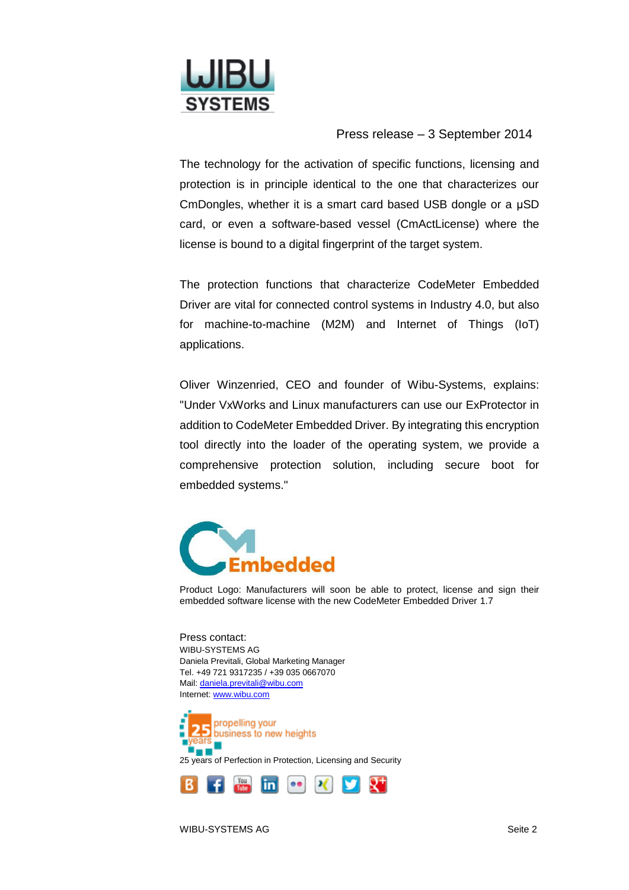Press release – 3 September 2014

The technology for the activation of specific functions, licensing and protection is in principle identical to the one that characterizes our CmDongles, whether it is a smart card based USB dongle or a µSD card, or even a software-based vessel (CmActLicense) where the license is bound to a digital fingerprint of the target system.

The protection functions that characterize CodeMeter Embedded Driver are vital for connected control systems in Industry 4.0, but also for machine-to-machine (M2M) and Internet of Things (IoT) applications.

Oliver Winzenried, CEO and founder of Wibu-Systems, explains: "Under VxWorks and Linux manufacturers can use our ExProtector in addition to CodeMeter Embedded Driver. By integrating this encryption tool directly into the loader of the operating system, we provide a comprehensive protection solution, including secure boot for embedded systems."

Product Logo: Manufacturers will soon be able to protect, license and sign their embedded software license with the new CodeMeter Embedded Driver 1.7

Press contact:
WIBU-SYSTEMS AG
Daniela Previtali, Global Marketing Manager
Tel. +49 721 9317235 / +39 035 0667070
Mail: daniela.previtali@wibu.com
Internet: www.wibu.com

25 years of Perfection in Protection, Licensing and Security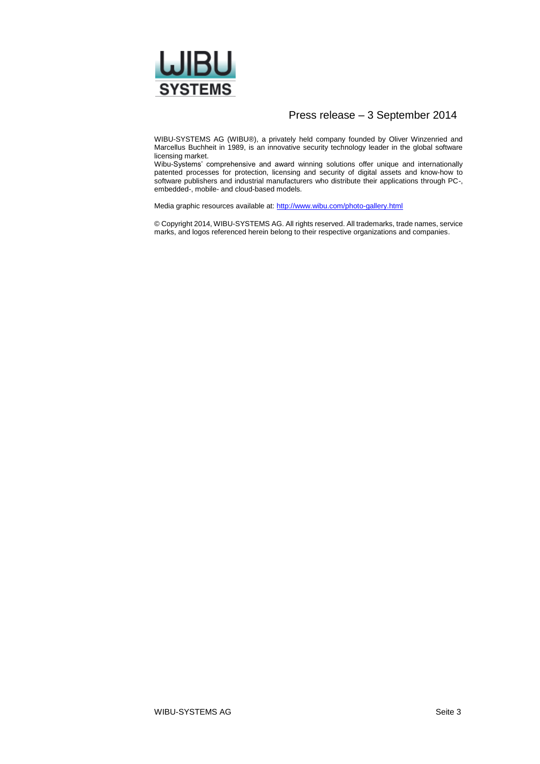WIBU SYSTEMS

Press release – 3 September 2014

WIBU-SYSTEMS AG (WIBU®), a privately held company founded by Oliver Winzenried and Marcellus Buchheit in 1989, is an innovative security technology leader in the global software licensing market.
Wibu-Systems' comprehensive and award winning solutions offer unique and internationally patented processes for protection, licensing and security of digital assets and know-how to software publishers and industrial manufacturers who distribute their applications through PC-, embedded-, mobile- and cloud-based models.

Media graphic resources available at: [http://www.wibu.com/photo-gallery.html](http://www.wibu.com/photo-gallery.html)

© Copyright 2014, WIBU-SYSTEMS AG. All rights reserved. All trademarks, trade names, service marks, and logos referenced herein belong to their respective organizations and companies.